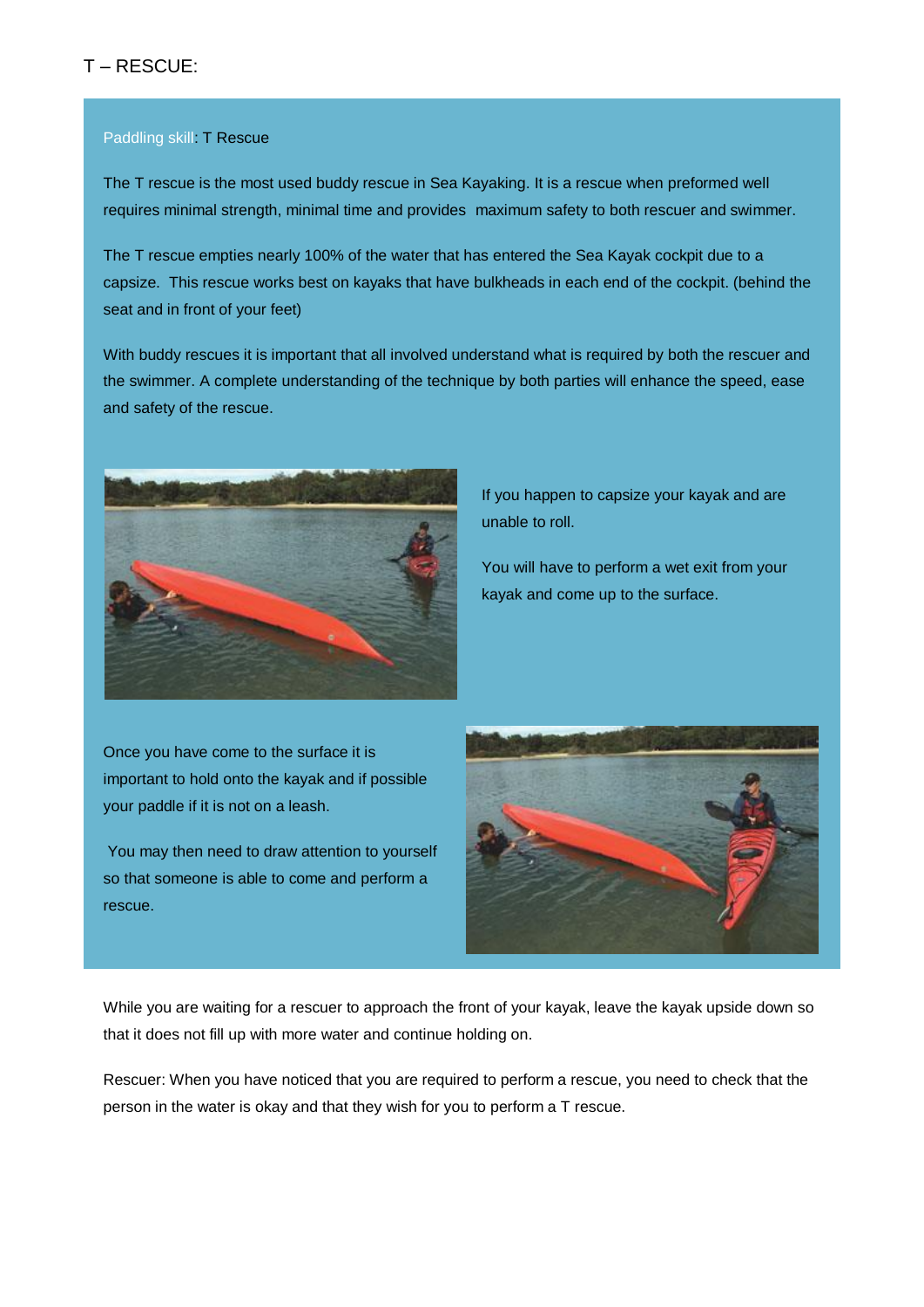# T – RESCUE:

Paddling skill: T Rescue

The T rescue is the most used buddy rescue in Sea Kayaking. It is a rescue when preformed well requires minimal strength, minimal time and provides maximum safety to both rescuer and swimmer.

The T rescue empties nearly 100% of the water that has entered the Sea Kayak cockpit due to a capsize. This rescue works best on kayaks that have bulkheads in each end of the cockpit. (behind the seat and in front of your feet)

With buddy rescues it is important that all involved understand what is required by both the rescuer and the swimmer. A complete understanding of the technique by both parties will enhance the speed, ease and safety of the rescue.

If you happen to capsize your kayak and are unable to roll.

You will have to perform a wet exit from your kayak and come up to the surface.

Once you have come to the surface it is important to hold onto the kayak and if possible your paddle if it is not on a leash.

You may then need to draw attention to yourself so that someone is able to come and perform a rescue.

While you are waiting for a rescuer to approach the front of your kayak, leave the kayak upside down so that it does not fill up with more water and continue holding on.

Rescuer: When you have noticed that you are required to perform a rescue, you need to check that the person in the water is okay and that they wish for you to perform a T rescue.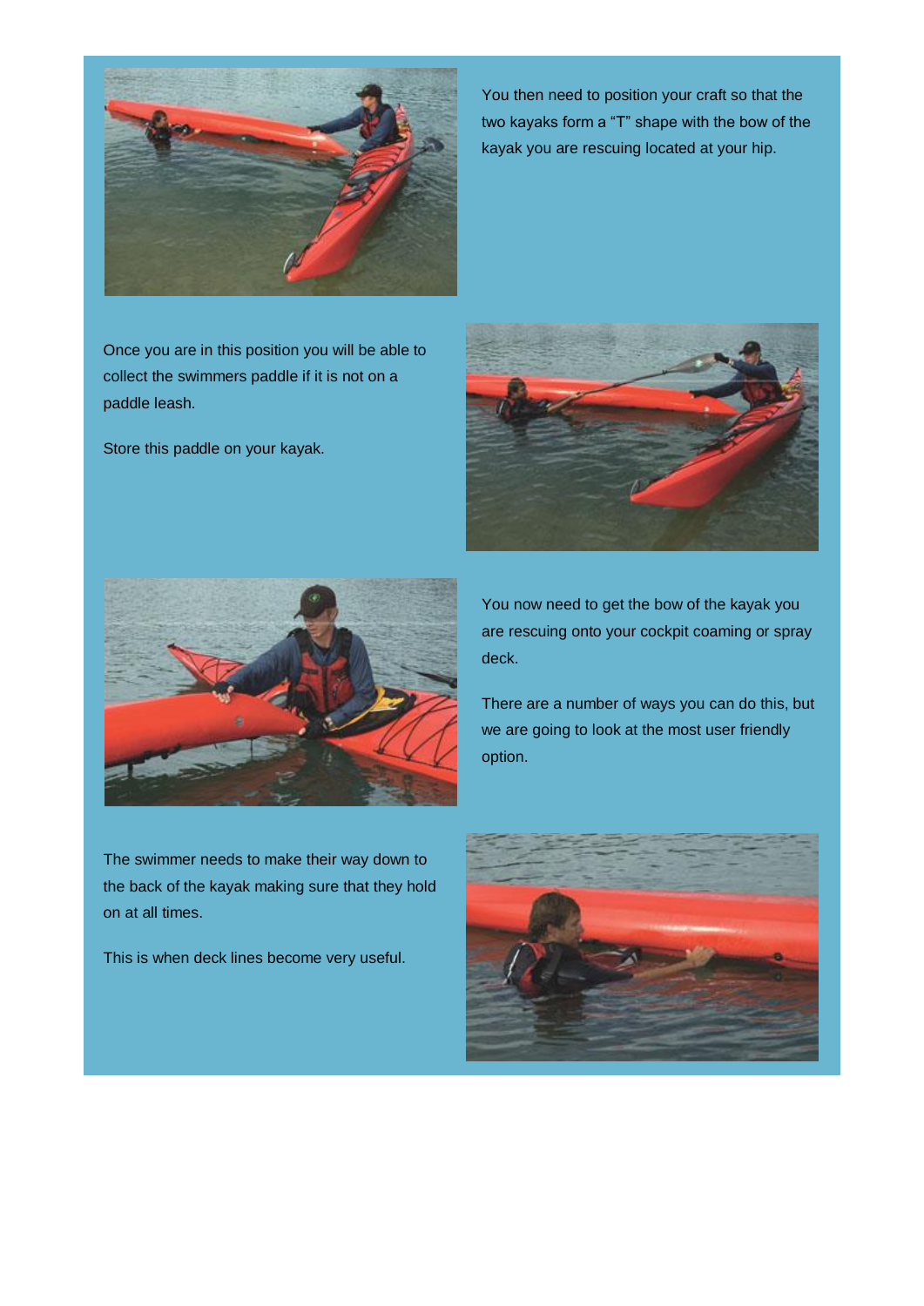You then need to position your craft so that the two kayaks form a "T" shape with the bow of the kayak you are rescuing located at your hip.

Once you are in this position you will be able to collect the swimmers paddle if it is not on a paddle leash.

Store this paddle on your kayak.

You now need to get the bow of the kayak you are rescuing onto your cockpit coaming or spray deck.

There are a number of ways you can do this, but we are going to look at the most user friendly option.

The swimmer needs to make their way down to the back of the kayak making sure that they hold on at all times.

This is when deck lines become very useful.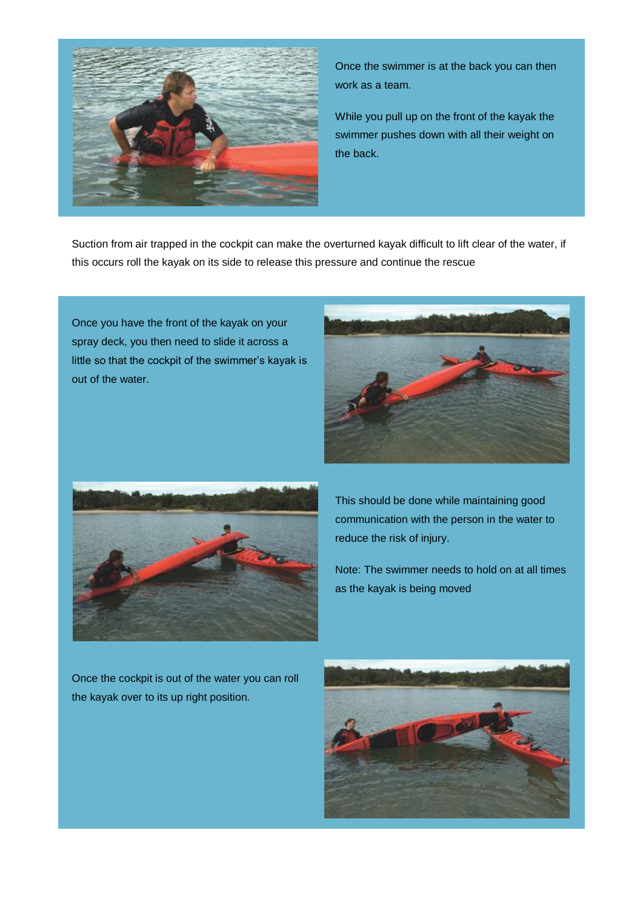Once the swimmer is at the back you can then work as a team.

While you pull up on the front of the kayak the swimmer pushes down with all their weight on the back.

Suction from air trapped in the cockpit can make the overturned kayak difficult to lift clear of the water, if this occurs roll the kayak on its side to release this pressure and continue the rescue

Once you have the front of the kayak on your spray deck, you then need to slide it across a little so that the cockpit of the swimmer's kayak is out of the water.

This should be done while maintaining good communication with the person in the water to reduce the risk of injury.

Note: The swimmer needs to hold on at all times as the kayak is being moved

Once the cockpit is out of the water you can roll the kayak over to its up right position.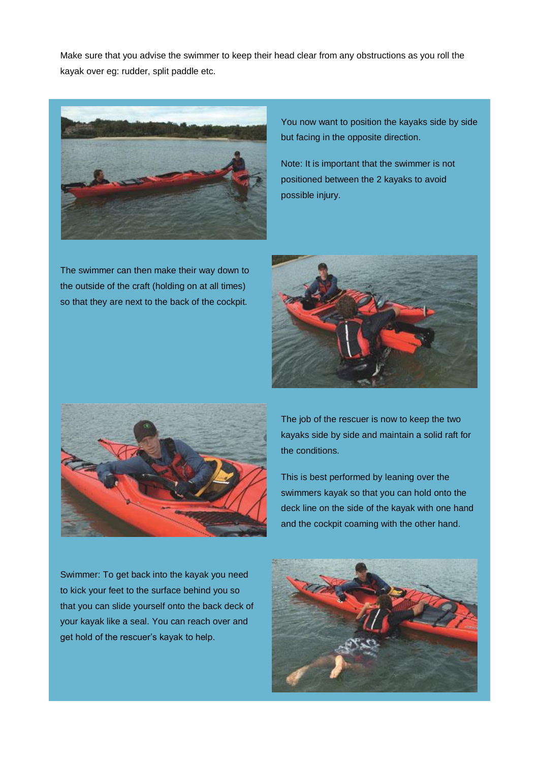Make sure that you advise the swimmer to keep their head clear from any obstructions as you roll the kayak over eg: rudder, split paddle etc.

You now want to position the kayaks side by side but facing in the opposite direction.

Note: It is important that the swimmer is not positioned between the 2 kayaks to avoid possible injury.

The swimmer can then make their way down to the outside of the craft (holding on at all times) so that they are next to the back of the cockpit.

The job of the rescuer is now to keep the two kayaks side by side and maintain a solid raft for the conditions.

This is best performed by leaning over the swimmers kayak so that you can hold onto the deck line on the side of the kayak with one hand and the cockpit coaming with the other hand.

Swimmer: To get back into the kayak you need to kick your feet to the surface behind you so that you can slide yourself onto the back deck of your kayak like a seal. You can reach over and get hold of the rescuer's kayak to help.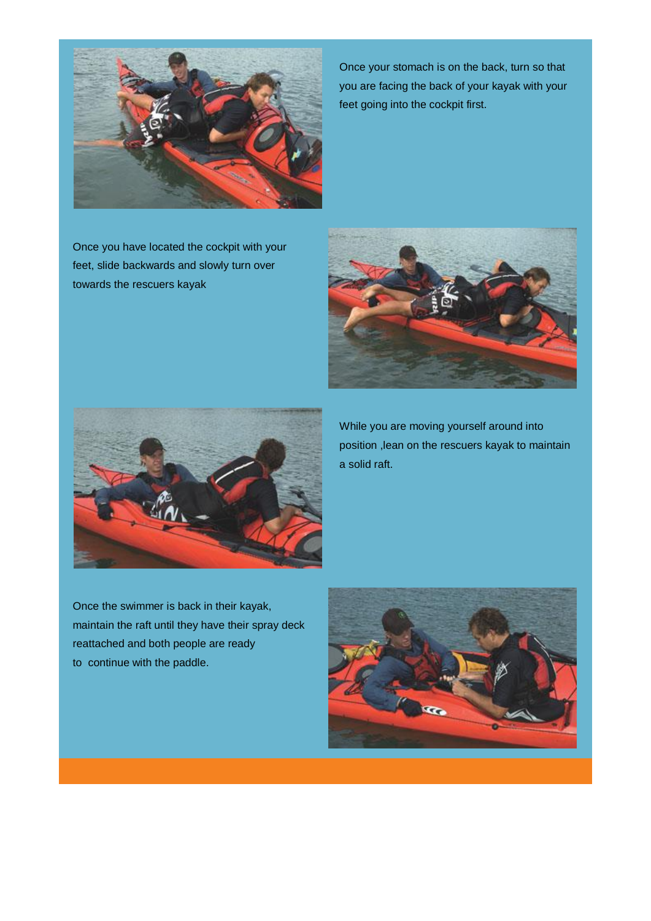Once your stomach is on the back, turn so that you are facing the back of your kayak with your feet going into the cockpit first.

Once you have located the cockpit with your feet, slide backwards and slowly turn over towards the rescuers kayak

While you are moving yourself around into position ,lean on the rescuers kayak to maintain a solid raft.

Once the swimmer is back in their kayak, maintain the raft until they have their spray deck reattached and both people are ready to continue with the paddle.